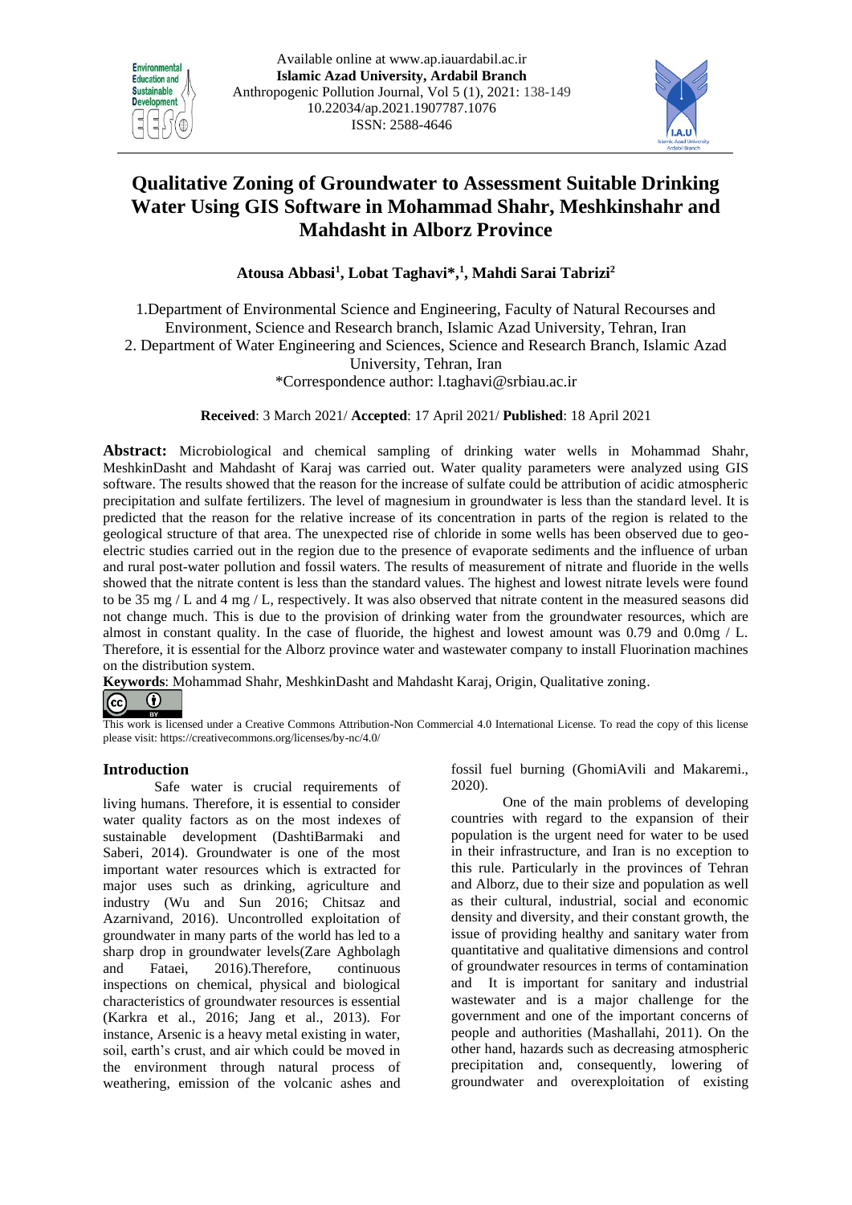# Qualitative Zoning of Groundwater to Assessment Suitable Drinking Water Using GIS Software in Mohammad Shahr, Meshkinshahr and Mahdasht in Alborz Province

**Atousa Abbasi[1], Lobat Taghavi*,[1], Mahdi Sarai Tabrizi[2]**

1.Department of Environmental Science and Engineering, Faculty of Natural Recourses and Environment, Science and Research branch, Islamic Azad University, Tehran, Iran

2. Department of Water Engineering and Sciences, Science and Research Branch, Islamic Azad University, Tehran, Iran

*Correspondence author: l.taghavi@srbiau.ac.ir

**Received**: 3 March 2021/ **Accepted**: 17 April 2021/ **Published**: 18 April 2021

**Abstract:** Microbiological and chemical sampling of drinking water wells in Mohammad Shahr, MeshkinDasht and Mahdasht of Karaj was carried out. Water quality parameters were analyzed using GIS software. The results showed that the reason for the increase of sulfate could be attribution of acidic atmospheric precipitation and sulfate fertilizers. The level of magnesium in groundwater is less than the standard level. It is predicted that the reason for the relative increase of its concentration in parts of the region is related to the geological structure of that area. The unexpected rise of chloride in some wells has been observed due to geo-electric studies carried out in the region due to the presence of evaporate sediments and the influence of urban and rural post-water pollution and fossil waters. The results of measurement of nitrate and fluoride in the wells showed that the nitrate content is less than the standard values. The highest and lowest nitrate levels were found to be 35 mg / L and 4 mg / L, respectively. It was also observed that nitrate content in the measured seasons did not change much. This is due to the provision of drinking water from the groundwater resources, which are almost in constant quality. In the case of fluoride, the highest and lowest amount was 0.79 and 0.0mg / L. Therefore, it is essential for the Alborz province water and wastewater company to install Fluorination machines on the distribution system.

**Keywords**: Mohammad Shahr, MeshkinDasht and Mahdasht Karaj, Origin, Qualitative zoning.

This work is licensed under a Creative Commons Attribution-Non Commercial 4.0 International License. To read the copy of this license please visit: https://creativecommons.org/licenses/by-nc/4.0/

## Introduction

Safe water is crucial requirements of living humans. Therefore, it is essential to consider water quality factors as on the most indexes of sustainable development (DashtiBarmaki and Saberi, 2014). Groundwater is one of the most important water resources which is extracted for major uses such as drinking, agriculture and industry (Wu and Sun 2016; Chitsaz and Azarnivand, 2016). Uncontrolled exploitation of groundwater in many parts of the world has led to a sharp drop in groundwater levels(Zare Aghbolagh and Fataei, 2016).Therefore, continuous inspections on chemical, physical and biological characteristics of groundwater resources is essential (Karkra et al., 2016; Jang et al., 2013). For instance, Arsenic is a heavy metal existing in water, soil, earth's crust, and air which could be moved in the environment through natural process of weathering, emission of the volcanic ashes and fossil fuel burning (GhomiAvili and Makaremi., 2020).

One of the main problems of developing countries with regard to the expansion of their population is the urgent need for water to be used in their infrastructure, and Iran is no exception to this rule. Particularly in the provinces of Tehran and Alborz, due to their size and population as well as their cultural, industrial, social and economic density and diversity, and their constant growth, the issue of providing healthy and sanitary water from quantitative and qualitative dimensions and control of groundwater resources in terms of contamination and It is important for sanitary and industrial wastewater and is a major challenge for the government and one of the important concerns of people and authorities (Mashallahi, 2011). On the other hand, hazards such as decreasing atmospheric precipitation and, consequently, lowering of groundwater and overexploitation of existing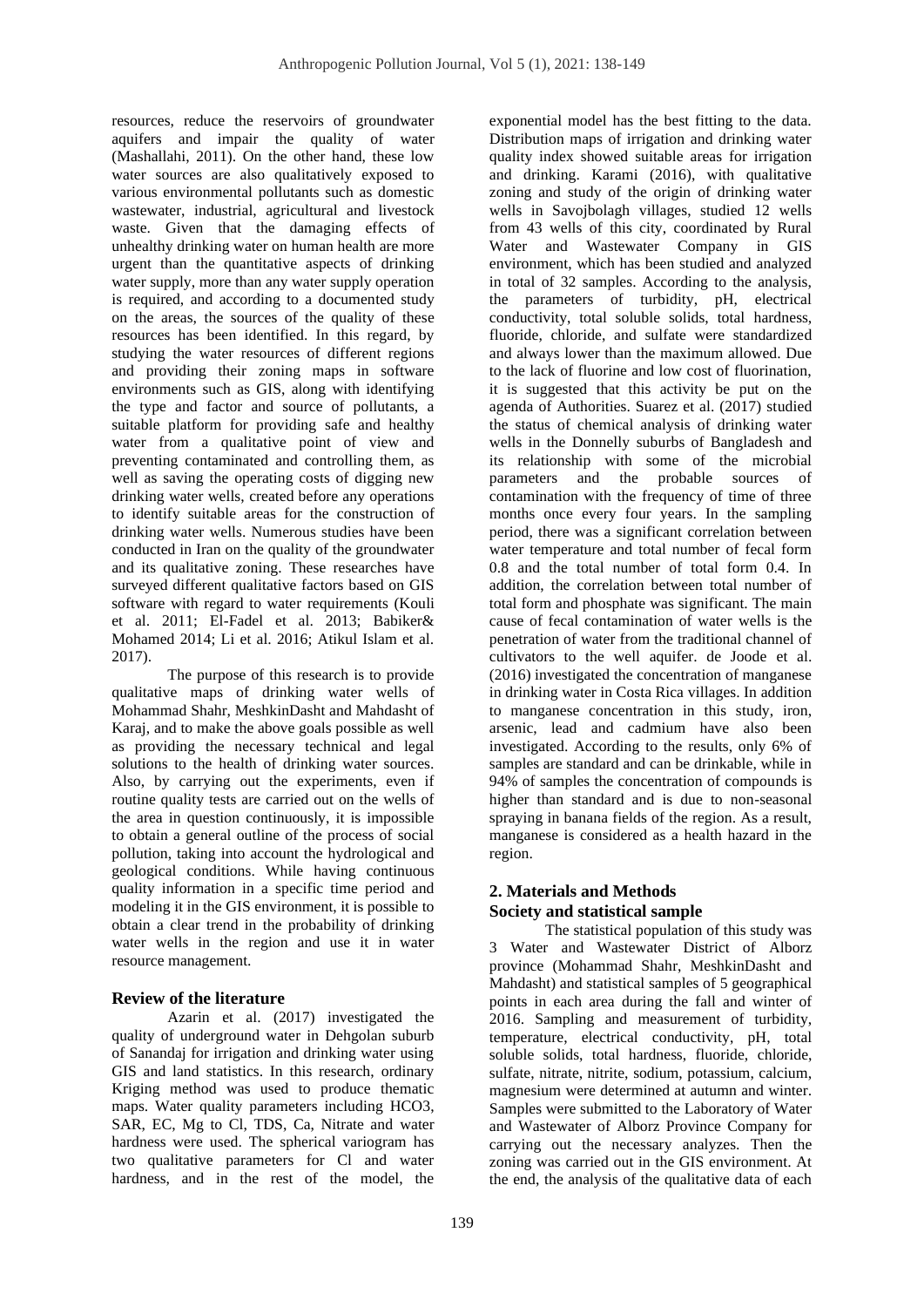resources, reduce the reservoirs of groundwater aquifers and impair the quality of water (Mashallahi, 2011). On the other hand, these low water sources are also qualitatively exposed to various environmental pollutants such as domestic wastewater, industrial, agricultural and livestock waste. Given that the damaging effects of unhealthy drinking water on human health are more urgent than the quantitative aspects of drinking water supply, more than any water supply operation is required, and according to a documented study on the areas, the sources of the quality of these resources has been identified. In this regard, by studying the water resources of different regions and providing their zoning maps in software environments such as GIS, along with identifying the type and factor and source of pollutants, a suitable platform for providing safe and healthy water from a qualitative point of view and preventing contaminated and controlling them, as well as saving the operating costs of digging new drinking water wells, created before any operations to identify suitable areas for the construction of drinking water wells. Numerous studies have been conducted in Iran on the quality of the groundwater and its qualitative zoning. These researches have surveyed different qualitative factors based on GIS software with regard to water requirements (Kouli et al. 2011; El-Fadel et al. 2013; Babiker& Mohamed 2014; Li et al. 2016; Atikul Islam et al. 2017).

The purpose of this research is to provide qualitative maps of drinking water wells of Mohammad Shahr, MeshkinDasht and Mahdasht of Karaj, and to make the above goals possible as well as providing the necessary technical and legal solutions to the health of drinking water sources. Also, by carrying out the experiments, even if routine quality tests are carried out on the wells of the area in question continuously, it is impossible to obtain a general outline of the process of social pollution, taking into account the hydrological and geological conditions. While having continuous quality information in a specific time period and modeling it in the GIS environment, it is possible to obtain a clear trend in the probability of drinking water wells in the region and use it in water resource management.

## Review of the literature

Azarin et al. (2017) investigated the quality of underground water in Dehgolan suburb of Sanandaj for irrigation and drinking water using GIS and land statistics. In this research, ordinary Kriging method was used to produce thematic maps. Water quality parameters including HCO3, SAR, EC, Mg to Cl, TDS, Ca, Nitrate and water hardness were used. The spherical variogram has two qualitative parameters for Cl and water hardness, and in the rest of the model, the exponential model has the best fitting to the data. Distribution maps of irrigation and drinking water quality index showed suitable areas for irrigation and drinking. Karami (2016), with qualitative zoning and study of the origin of drinking water wells in Savojbolagh villages, studied 12 wells from 43 wells of this city, coordinated by Rural Water and Wastewater Company in GIS environment, which has been studied and analyzed in total of 32 samples. According to the analysis, the parameters of turbidity, pH, electrical conductivity, total soluble solids, total hardness, fluoride, chloride, and sulfate were standardized and always lower than the maximum allowed. Due to the lack of fluorine and low cost of fluorination, it is suggested that this activity be put on the agenda of Authorities. Suarez et al. (2017) studied the status of chemical analysis of drinking water wells in the Donnelly suburbs of Bangladesh and its relationship with some of the microbial parameters and the probable sources of contamination with the frequency of time of three months once every four years. In the sampling period, there was a significant correlation between water temperature and total number of fecal form 0.8 and the total number of total form 0.4. In addition, the correlation between total number of total form and phosphate was significant. The main cause of fecal contamination of water wells is the penetration of water from the traditional channel of cultivators to the well aquifer. de Joode et al. (2016) investigated the concentration of manganese in drinking water in Costa Rica villages. In addition to manganese concentration in this study, iron, arsenic, lead and cadmium have also been investigated. According to the results, only 6% of samples are standard and can be drinkable, while in 94% of samples the concentration of compounds is higher than standard and is due to non-seasonal spraying in banana fields of the region. As a result, manganese is considered as a health hazard in the region.

## 2. Materials and Methods

### Society and statistical sample

The statistical population of this study was 3 Water and Wastewater District of Alborz province (Mohammad Shahr, MeshkinDasht and Mahdasht) and statistical samples of 5 geographical points in each area during the fall and winter of 2016. Sampling and measurement of turbidity, temperature, electrical conductivity, pH, total soluble solids, total hardness, fluoride, chloride, sulfate, nitrate, nitrite, sodium, potassium, calcium, magnesium were determined at autumn and winter. Samples were submitted to the Laboratory of Water and Wastewater of Alborz Province Company for carrying out the necessary analyzes. Then the zoning was carried out in the GIS environment. At the end, the analysis of the qualitative data of each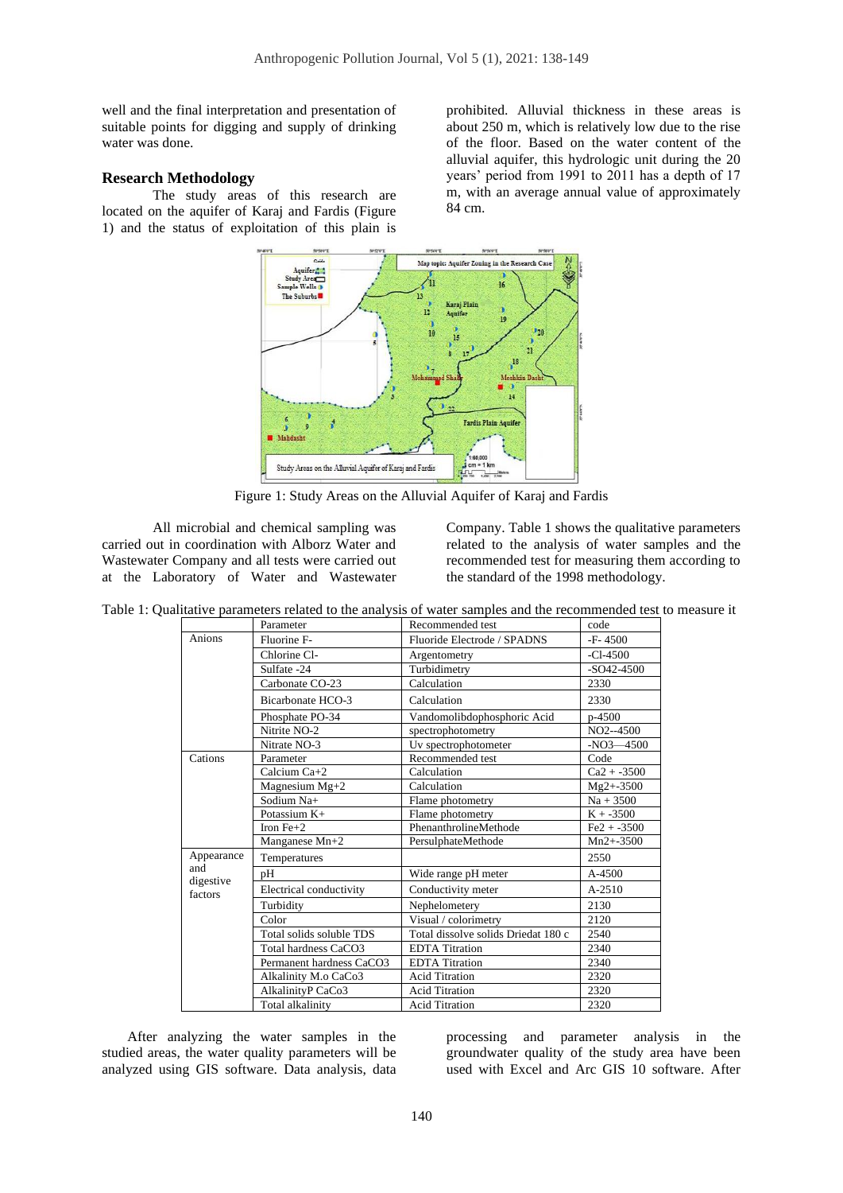well and the final interpretation and presentation of suitable points for digging and supply of drinking water was done.

## Research Methodology

The study areas of this research are located on the aquifer of Karaj and Fardis (Figure 1) and the status of exploitation of this plain is prohibited. Alluvial thickness in these areas is about 250 m, which is relatively low due to the rise of the floor. Based on the water content of the alluvial aquifer, this hydrologic unit during the 20 years' period from 1991 to 2011 has a depth of 17 m, with an average annual value of approximately 84 cm.

Figure 1: Study Areas on the Alluvial Aquifer of Karaj and Fardis

All microbial and chemical sampling was carried out in coordination with Alborz Water and Wastewater Company and all tests were carried out at the Laboratory of Water and Wastewater Company. Table 1 shows the qualitative parameters related to the analysis of water samples and the recommended test for measuring them according to the standard of the 1998 methodology.

Table 1: Qualitative parameters related to the analysis of water samples and the recommended test to measure it

| | Parameter | Recommended test | code |
|---|---|---|---|
| Anions | Fluorine F- | Fluoride Electrode / SPADNS | -F- 4500 |
| | Chlorine Cl- | Argentometry | -Cl-4500 |
| | Sulfate -24 | Turbidimetry | -SO42-4500 |
| | Carbonate CO-23 | Calculation | 2330 |
| | Bicarbonate HCO-3 | Calculation | 2330 |
| | Phosphate PO-34 | Vandomolibdophosphoric Acid | p-4500 |
| | Nitrite NO-2 | spectrophotometry | NO2--4500 |
| | Nitrate NO-3 | Uv spectrophotometer | -NO3—4500 |
| Cations | Parameter | Recommended test | Code |
| | Calcium Ca+2 | Calculation | Ca2 + -3500 |
| | Magnesium Mg+2 | Calculation | Mg2+-3500 |
| | Sodium Na+ | Flame photometry | Na + 3500 |
| | Potassium K+ | Flame photometry | K + -3500 |
| | Iron Fe+2 | PhenanthrolineMethode | Fe2 + -3500 |
| | Manganese Mn+2 | PersulphateMethode | Mn2+-3500 |
| Appearance and digestive factors | Temperatures | | 2550 |
| | pH | Wide range pH meter | A-4500 |
| | Electrical conductivity | Conductivity meter | A-2510 |
| | Turbidity | Nephelometery | 2130 |
| | Color | Visual / colorimetry | 2120 |
| | Total solids soluble TDS | Total dissolve solids Driedat 180 c | 2540 |
| | Total hardness CaCO3 | EDTA Titration | 2340 |
| | Permanent hardness CaCO3 | EDTA Titration | 2340 |
| | Alkalinity M.o CaCo3 | Acid Titration | 2320 |
| | AlkalinityP CaCo3 | Acid Titration | 2320 |
| | Total alkalinity | Acid Titration | 2320 |

After analyzing the water samples in the studied areas, the water quality parameters will be analyzed using GIS software. Data analysis, data processing and parameter analysis in the groundwater quality of the study area have been used with Excel and Arc GIS 10 software. After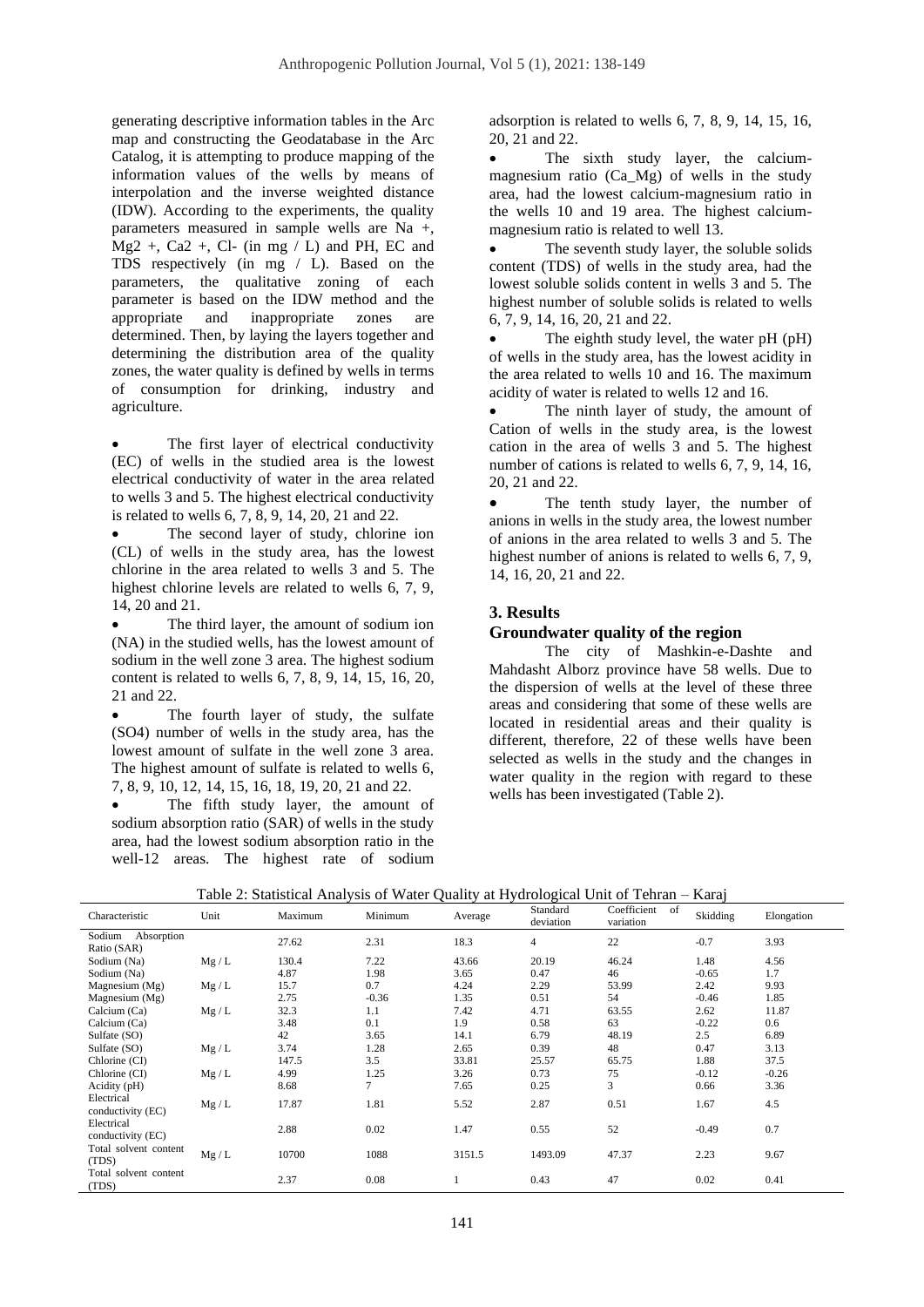generating descriptive information tables in the Arc map and constructing the Geodatabase in the Arc Catalog, it is attempting to produce mapping of the information values of the wells by means of interpolation and the inverse weighted distance (IDW). According to the experiments, the quality parameters measured in sample wells are Na +, Mg2 +, Ca2 +, Cl- (in mg / L) and PH, EC and TDS respectively (in mg / L). Based on the parameters, the qualitative zoning of each parameter is based on the IDW method and the appropriate and inappropriate zones are determined. Then, by laying the layers together and determining the distribution area of the quality zones, the water quality is defined by wells in terms of consumption for drinking, industry and agriculture.

- The first layer of electrical conductivity (EC) of wells in the studied area is the lowest electrical conductivity of water in the area related to wells 3 and 5. The highest electrical conductivity is related to wells 6, 7, 8, 9, 14, 20, 21 and 22.
- The second layer of study, chlorine ion (CL) of wells in the study area, has the lowest chlorine in the area related to wells 3 and 5. The highest chlorine levels are related to wells 6, 7, 9, 14, 20 and 21.
- The third layer, the amount of sodium ion (NA) in the studied wells, has the lowest amount of sodium in the well zone 3 area. The highest sodium content is related to wells 6, 7, 8, 9, 14, 15, 16, 20, 21 and 22.
- The fourth layer of study, the sulfate (SO4) number of wells in the study area, has the lowest amount of sulfate in the well zone 3 area. The highest amount of sulfate is related to wells 6, 7, 8, 9, 10, 12, 14, 15, 16, 18, 19, 20, 21 and 22.
- The fifth study layer, the amount of sodium absorption ratio (SAR) of wells in the study area, had the lowest sodium absorption ratio in the well-12 areas. The highest rate of sodium adsorption is related to wells 6, 7, 8, 9, 14, 15, 16, 20, 21 and 22.
- The sixth study layer, the calcium-magnesium ratio (Ca_Mg) of wells in the study area, had the lowest calcium-magnesium ratio in the wells 10 and 19 area. The highest calcium-magnesium ratio is related to well 13.
- The seventh study layer, the soluble solids content (TDS) of wells in the study area, had the lowest soluble solids content in wells 3 and 5. The highest number of soluble solids is related to wells 6, 7, 9, 14, 16, 20, 21 and 22.
- The eighth study level, the water pH (pH) of wells in the study area, has the lowest acidity in the area related to wells 10 and 16. The maximum acidity of water is related to wells 12 and 16.
- The ninth layer of study, the amount of Cation of wells in the study area, is the lowest cation in the area of wells 3 and 5. The highest number of cations is related to wells 6, 7, 9, 14, 16, 20, 21 and 22.
- The tenth study layer, the number of anions in wells in the study area, the lowest number of anions in the area related to wells 3 and 5. The highest number of anions is related to wells 6, 7, 9, 14, 16, 20, 21 and 22.

## 3. Results

### Groundwater quality of the region

The city of Mashkin-e-Dashte and Mahdasht Alborz province have 58 wells. Due to the dispersion of wells at the level of these three areas and considering that some of these wells are located in residential areas and their quality is different, therefore, 22 of these wells have been selected as wells in the study and the changes in water quality in the region with regard to these wells has been investigated (Table 2).

Table 2: Statistical Analysis of Water Quality at Hydrological Unit of Tehran – Karaj

| Characteristic | Unit | Maximum | Minimum | Average | Standard deviation | Coefficient of variation | Skidding | Elongation |
|---|---|---|---|---|---|---|---|---|
| Sodium Absorption Ratio (SAR) | | 27.62 | 2.31 | 18.3 | 4 | 22 | -0.7 | 3.93 |
| Sodium (Na) | Mg / L | 130.4 | 7.22 | 43.66 | 20.19 | 46.24 | 1.48 | 4.56 |
| Sodium (Na) | | 4.87 | 1.98 | 3.65 | 0.47 | 46 | -0.65 | 1.7 |
| Magnesium (Mg) | Mg / L | 15.7 | 0.7 | 4.24 | 2.29 | 53.99 | 2.42 | 9.93 |
| Magnesium (Mg) | | 2.75 | -0.36 | 1.35 | 0.51 | 54 | -0.46 | 1.85 |
| Calcium (Ca) | Mg / L | 32.3 | 1.1 | 7.42 | 4.71 | 63.55 | 2.62 | 11.87 |
| Calcium (Ca) | | 3.48 | 0.1 | 1.9 | 0.58 | 63 | -0.22 | 0.6 |
| Sulfate (SO) | | 42 | 3.65 | 14.1 | 6.79 | 48.19 | 2.5 | 6.89 |
| Sulfate (SO) | Mg / L | 3.74 | 1.28 | 2.65 | 0.39 | 48 | 0.47 | 3.13 |
| Chlorine (CI) | | 147.5 | 3.5 | 33.81 | 25.57 | 65.75 | 1.88 | 37.5 |
| Chlorine (CI) | Mg / L | 4.99 | 1.25 | 3.26 | 0.73 | 75 | -0.12 | -0.26 |
| Acidity (pH) | | 8.68 | 7 | 7.65 | 0.25 | 3 | 0.66 | 3.36 |
| Electrical conductivity (EC) | Mg / L | 17.87 | 1.81 | 5.52 | 2.87 | 0.51 | 1.67 | 4.5 |
| Electrical conductivity (EC) | | 2.88 | 0.02 | 1.47 | 0.55 | 52 | -0.49 | 0.7 |
| Total solvent content (TDS) | Mg / L | 10700 | 1088 | 3151.5 | 1493.09 | 47.37 | 2.23 | 9.67 |
| Total solvent content (TDS) | | 2.37 | 0.08 | 1 | 0.43 | 47 | 0.02 | 0.41 |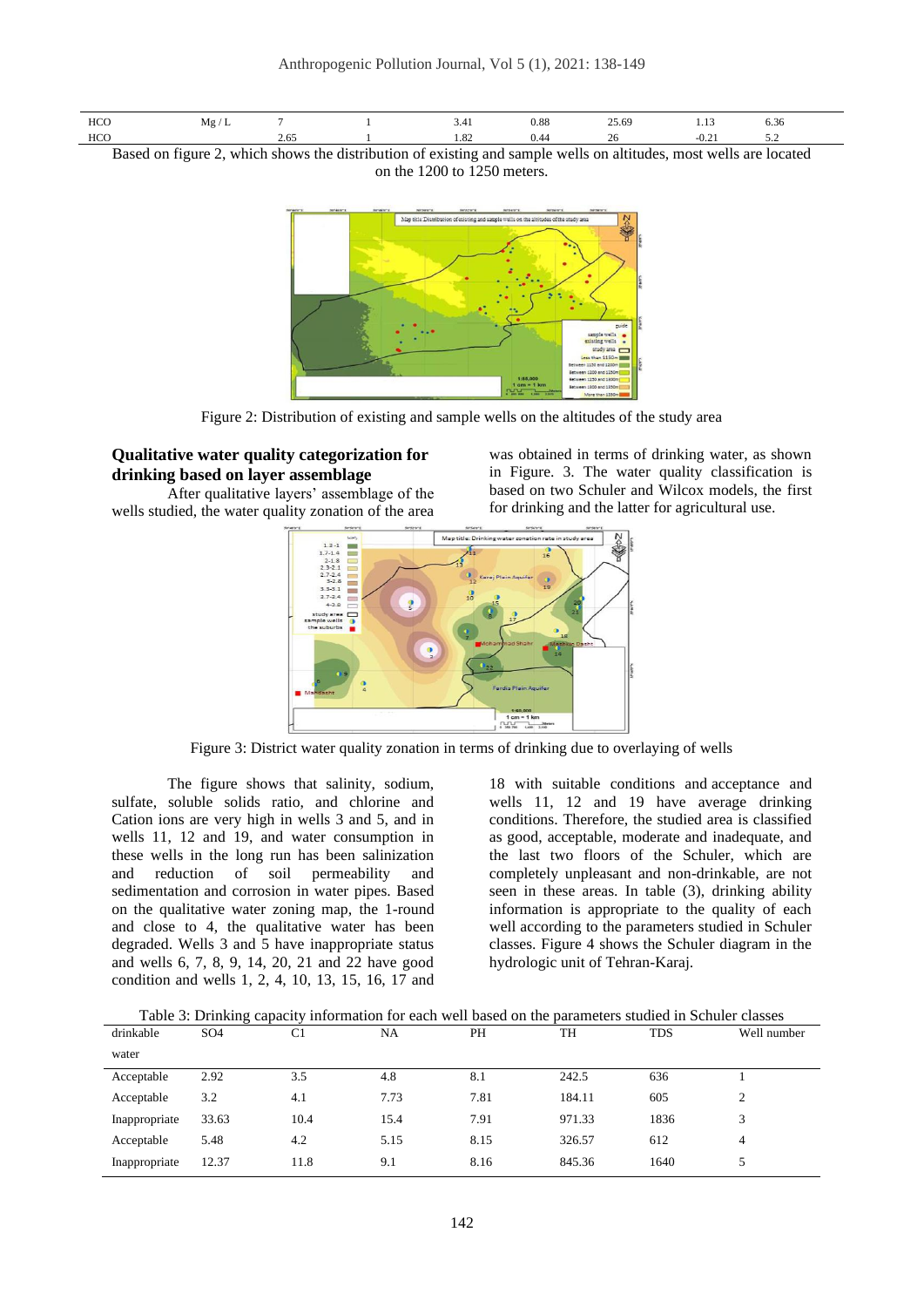| HCO | Mg / L | 7 | 1 | 3.41 | 0.88 | 25.69 | 1.13 | 6.36 |
|---|---|---|---|---|---|---|---|---|
| HCO | | 2.65 | 1 | 1.82 | 0.44 | 26 | -0.21 | 5.2 |

Based on figure 2, which shows the distribution of existing and sample wells on altitudes, most wells are located on the 1200 to 1250 meters.

Figure 2: Distribution of existing and sample wells on the altitudes of the study area

## Qualitative water quality categorization for drinking based on layer assemblage

After qualitative layers' assemblage of the wells studied, the water quality zonation of the area was obtained in terms of drinking water, as shown in Figure. 3. The water quality classification is based on two Schuler and Wilcox models, the first for drinking and the latter for agricultural use.

Figure 3: District water quality zonation in terms of drinking due to overlaying of wells

The figure shows that salinity, sodium, sulfate, soluble solids ratio, and chlorine and Cation ions are very high in wells 3 and 5, and in wells 11, 12 and 19, and water consumption in these wells in the long run has been salinization and reduction of soil permeability and sedimentation and corrosion in water pipes. Based on the qualitative water zoning map, the 1-round and close to 4, the qualitative water has been degraded. Wells 3 and 5 have inappropriate status and wells 6, 7, 8, 9, 14, 20, 21 and 22 have good condition and wells 1, 2, 4, 10, 13, 15, 16, 17 and 18 with suitable conditions and acceptance and wells 11, 12 and 19 have average drinking conditions. Therefore, the studied area is classified as good, acceptable, moderate and inadequate, and the last two floors of the Schuler, which are completely unpleasant and non-drinkable, are not seen in these areas. In table (3), drinking ability information is appropriate to the quality of each well according to the parameters studied in Schuler classes. Figure 4 shows the Schuler diagram in the hydrologic unit of Tehran-Karaj.

Table 3: Drinking capacity information for each well based on the parameters studied in Schuler classes

| drinkable water | SO4 | C1 | NA | PH | TH | TDS | Well number |
|---|---|---|---|---|---|---|---|
| Acceptable | 2.92 | 3.5 | 4.8 | 8.1 | 242.5 | 636 | 1 |
| Acceptable | 3.2 | 4.1 | 7.73 | 7.81 | 184.11 | 605 | 2 |
| Inappropriate | 33.63 | 10.4 | 15.4 | 7.91 | 971.33 | 1836 | 3 |
| Acceptable | 5.48 | 4.2 | 5.15 | 8.15 | 326.57 | 612 | 4 |
| Inappropriate | 12.37 | 11.8 | 9.1 | 8.16 | 845.36 | 1640 | 5 |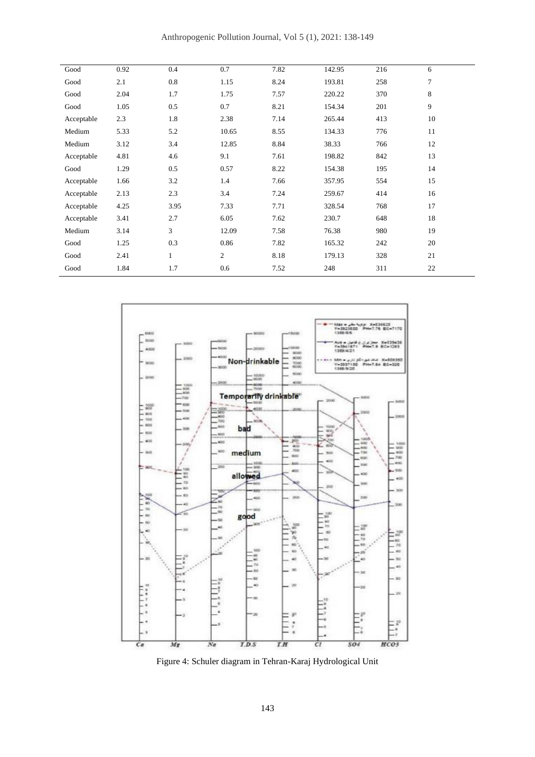| | | | | | | | |
|---|---|---|---|---|---|---|---|
| Good | 0.92 | 0.4 | 0.7 | 7.82 | 142.95 | 216 | 6 |
| Good | 2.1 | 0.8 | 1.15 | 8.24 | 193.81 | 258 | 7 |
| Good | 2.04 | 1.7 | 1.75 | 7.57 | 220.22 | 370 | 8 |
| Good | 1.05 | 0.5 | 0.7 | 8.21 | 154.34 | 201 | 9 |
| Acceptable | 2.3 | 1.8 | 2.38 | 7.14 | 265.44 | 413 | 10 |
| Medium | 5.33 | 5.2 | 10.65 | 8.55 | 134.33 | 776 | 11 |
| Medium | 3.12 | 3.4 | 12.85 | 8.84 | 38.33 | 766 | 12 |
| Acceptable | 4.81 | 4.6 | 9.1 | 7.61 | 198.82 | 842 | 13 |
| Good | 1.29 | 0.5 | 0.57 | 8.22 | 154.38 | 195 | 14 |
| Acceptable | 1.66 | 3.2 | 1.4 | 7.66 | 357.95 | 554 | 15 |
| Acceptable | 2.13 | 2.3 | 3.4 | 7.24 | 259.67 | 414 | 16 |
| Acceptable | 4.25 | 3.95 | 7.33 | 7.71 | 328.54 | 768 | 17 |
| Acceptable | 3.41 | 2.7 | 6.05 | 7.62 | 230.7 | 648 | 18 |
| Medium | 3.14 | 3 | 12.09 | 7.58 | 76.38 | 980 | 19 |
| Good | 1.25 | 0.3 | 0.86 | 7.82 | 165.32 | 242 | 20 |
| Good | 2.41 | 1 | 2 | 8.18 | 179.13 | 328 | 21 |
| Good | 1.84 | 1.7 | 0.6 | 7.52 | 248 | 311 | 22 |

Figure 4: Schuler diagram in Tehran-Karaj Hydrological Unit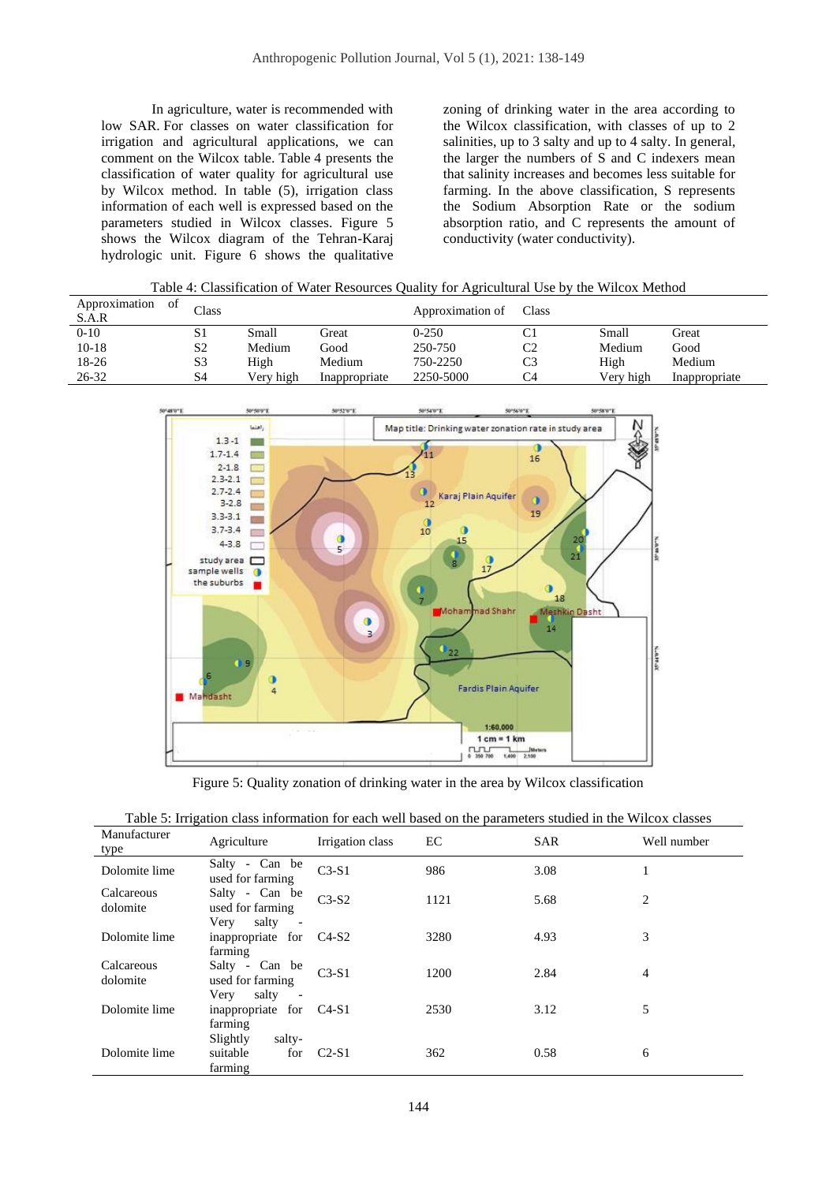In agriculture, water is recommended with low SAR. For classes on water classification for irrigation and agricultural applications, we can comment on the Wilcox table. Table 4 presents the classification of water quality for agricultural use by Wilcox method. In table (5), irrigation class information of each well is expressed based on the parameters studied in Wilcox classes. Figure 5 shows the Wilcox diagram of the Tehran-Karaj hydrologic unit. Figure 6 shows the qualitative zoning of drinking water in the area according to the Wilcox classification, with classes of up to 2 salinities, up to 3 salty and up to 4 salty. In general, the larger the numbers of S and C indexers mean that salinity increases and becomes less suitable for farming. In the above classification, S represents the Sodium Absorption Rate or the sodium absorption ratio, and C represents the amount of conductivity (water conductivity).

Table 4: Classification of Water Resources Quality for Agricultural Use by the Wilcox Method

| Approximation of S.A.R | Class | | | Approximation of | Class | | |
|---|---|---|---|---|---|---|---|
| 0-10 | S1 | Small | Great | 0-250 | C1 | Small | Great |
| 10-18 | S2 | Medium | Good | 250-750 | C2 | Medium | Good |
| 18-26 | S3 | High | Medium | 750-2250 | C3 | High | Medium |
| 26-32 | S4 | Very high | Inappropriate | 2250-5000 | C4 | Very high | Inappropriate |

Figure 5: Quality zonation of drinking water in the area by Wilcox classification

Table 5: Irrigation class information for each well based on the parameters studied in the Wilcox classes

| Manufacturer type | Agriculture | Irrigation class | EC | SAR | Well number |
|---|---|---|---|---|---|
| Dolomite lime | Salty - Can be used for farming | C3-S1 | 986 | 3.08 | 1 |
| Calcareous dolomite | Salty - Can be used for farming | C3-S2 | 1121 | 5.68 | 2 |
| Dolomite lime | Very salty - inappropriate for farming | C4-S2 | 3280 | 4.93 | 3 |
| Calcareous dolomite | Salty - Can be used for farming | C3-S1 | 1200 | 2.84 | 4 |
| Dolomite lime | Very salty - inappropriate for farming | C4-S1 | 2530 | 3.12 | 5 |
| Dolomite lime | Slightly salty- suitable for farming | C2-S1 | 362 | 0.58 | 6 |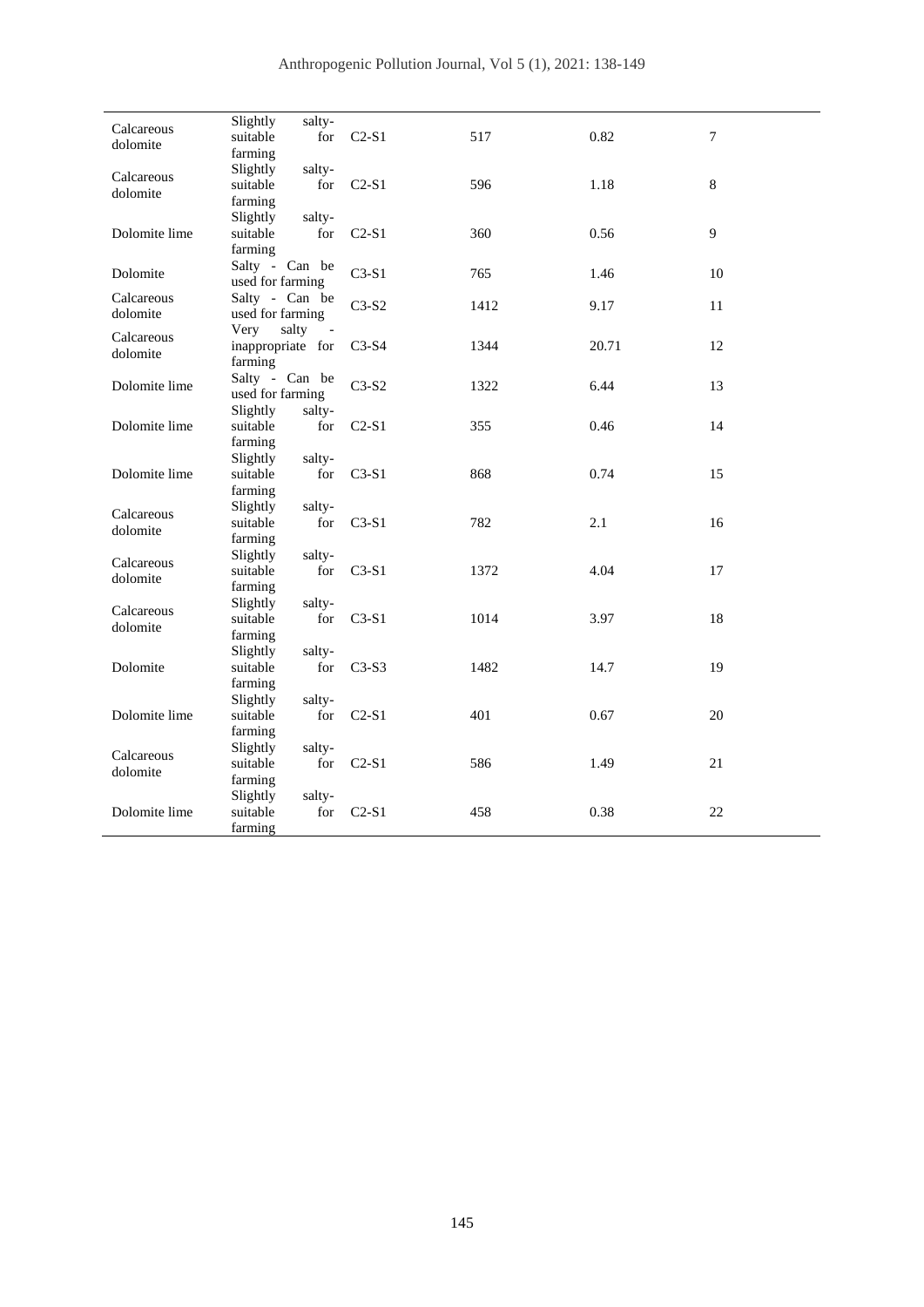| | | | | | |
|---|---|---|---|---|---|
| Calcareous dolomite | Slightly salty- suitable for farming | C2-S1 | 517 | 0.82 | 7 |
| Calcareous dolomite | Slightly salty- suitable for farming | C2-S1 | 596 | 1.18 | 8 |
| Dolomite lime | Slightly salty- suitable for farming | C2-S1 | 360 | 0.56 | 9 |
| Dolomite | Salty - Can be used for farming | C3-S1 | 765 | 1.46 | 10 |
| Calcareous dolomite | Salty - Can be used for farming | C3-S2 | 1412 | 9.17 | 11 |
| Calcareous dolomite | Very salty - inappropriate for farming | C3-S4 | 1344 | 20.71 | 12 |
| Dolomite lime | Salty - Can be used for farming | C3-S2 | 1322 | 6.44 | 13 |
| Dolomite lime | Slightly salty- suitable for farming | C2-S1 | 355 | 0.46 | 14 |
| Dolomite lime | Slightly salty- suitable for farming | C3-S1 | 868 | 0.74 | 15 |
| Calcareous dolomite | Slightly salty- suitable for farming | C3-S1 | 782 | 2.1 | 16 |
| Calcareous dolomite | Slightly salty- suitable for farming | C3-S1 | 1372 | 4.04 | 17 |
| Calcareous dolomite | Slightly salty- suitable for farming | C3-S1 | 1014 | 3.97 | 18 |
| Dolomite | Slightly salty- suitable for farming | C3-S3 | 1482 | 14.7 | 19 |
| Dolomite lime | Slightly salty- suitable for farming | C2-S1 | 401 | 0.67 | 20 |
| Calcareous dolomite | Slightly salty- suitable for farming | C2-S1 | 586 | 1.49 | 21 |
| Dolomite lime | Slightly salty- suitable for farming | C2-S1 | 458 | 0.38 | 22 |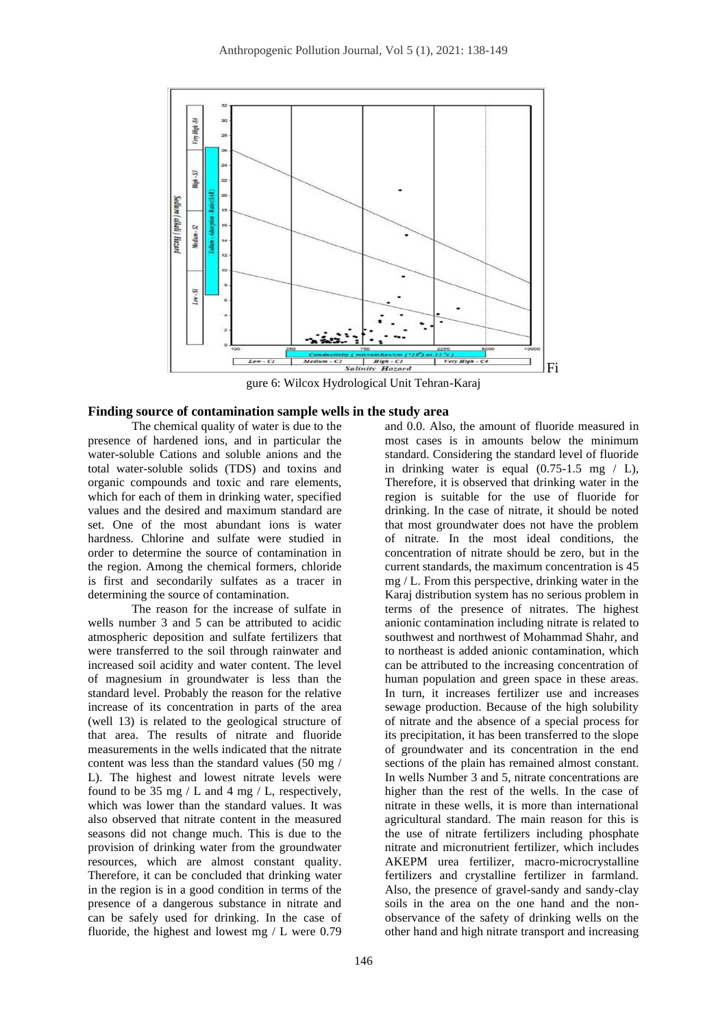Figure 6: Wilcox Hydrological Unit Tehran-Karaj

**Finding source of contamination sample wells in the study area**

The chemical quality of water is due to the presence of hardened ions, and in particular the water-soluble Cations and soluble anions and the total water-soluble solids (TDS) and toxins and organic compounds and toxic and rare elements, which for each of them in drinking water, specified values and the desired and maximum standard are set. One of the most abundant ions is water hardness. Chlorine and sulfate were studied in order to determine the source of contamination in the region. Among the chemical formers, chloride is first and secondarily sulfates as a tracer in determining the source of contamination.

The reason for the increase of sulfate in wells number 3 and 5 can be attributed to acidic atmospheric deposition and sulfate fertilizers that were transferred to the soil through rainwater and increased soil acidity and water content. The level of magnesium in groundwater is less than the standard level. Probably the reason for the relative increase of its concentration in parts of the area (well 13) is related to the geological structure of that area. The results of nitrate and fluoride measurements in the wells indicated that the nitrate content was less than the standard values (50 mg / L). The highest and lowest nitrate levels were found to be 35 mg / L and 4 mg / L, respectively, which was lower than the standard values. It was also observed that nitrate content in the measured seasons did not change much. This is due to the provision of drinking water from the groundwater resources, which are almost constant quality. Therefore, it can be concluded that drinking water in the region is in a good condition in terms of the presence of a dangerous substance in nitrate and can be safely used for drinking. In the case of fluoride, the highest and lowest mg / L were 0.79 and 0.0. Also, the amount of fluoride measured in most cases is in amounts below the minimum standard. Considering the standard level of fluoride in drinking water is equal (0.75-1.5 mg / L), Therefore, it is observed that drinking water in the region is suitable for the use of fluoride for drinking. In the case of nitrate, it should be noted that most groundwater does not have the problem of nitrate. In the most ideal conditions, the concentration of nitrate should be zero, but in the current standards, the maximum concentration is 45 mg / L. From this perspective, drinking water in the Karaj distribution system has no serious problem in terms of the presence of nitrates. The highest anionic contamination including nitrate is related to southwest and northwest of Mohammad Shahr, and to northeast is added anionic contamination, which can be attributed to the increasing concentration of human population and green space in these areas. In turn, it increases fertilizer use and increases sewage production. Because of the high solubility of nitrate and the absence of a special process for its precipitation, it has been transferred to the slope of groundwater and its concentration in the end sections of the plain has remained almost constant. In wells Number 3 and 5, nitrate concentrations are higher than the rest of the wells. In the case of nitrate in these wells, it is more than international agricultural standard. The main reason for this is the use of nitrate fertilizers including phosphate nitrate and micronutrient fertilizer, which includes AKEPM urea fertilizer, macro-microcrystalline fertilizers and crystalline fertilizer in farmland. Also, the presence of gravel-sandy and sandy-clay soils in the area on the one hand and the non-observance of the safety of drinking wells on the other hand and high nitrate transport and increasing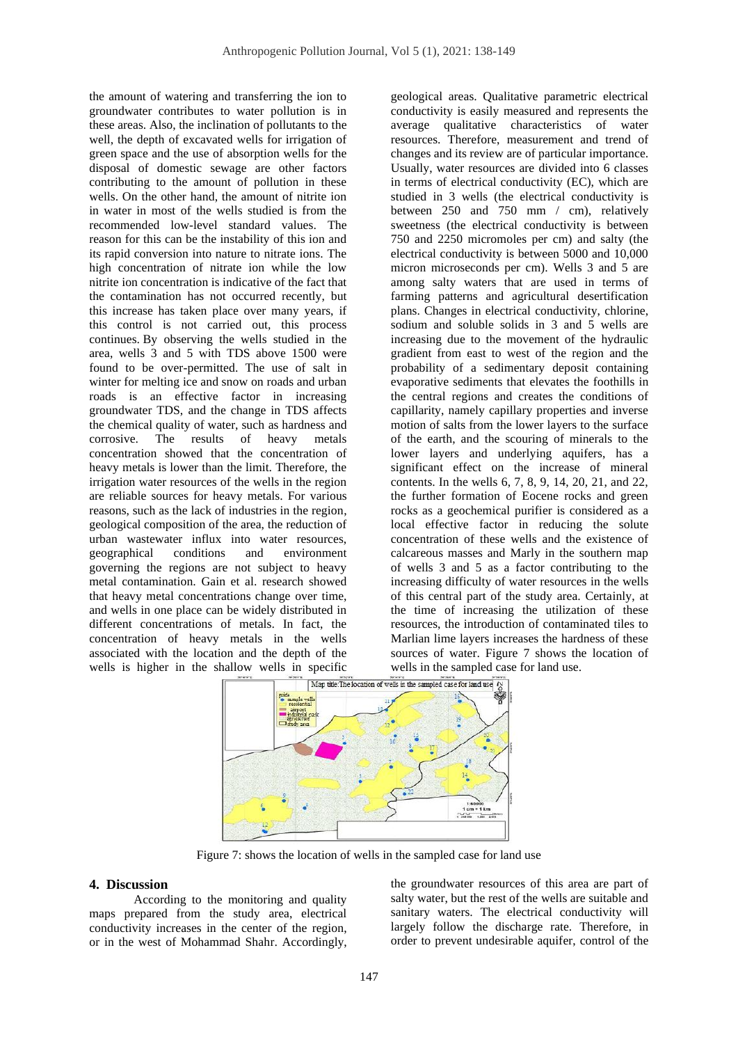the amount of watering and transferring the ion to groundwater contributes to water pollution is in these areas. Also, the inclination of pollutants to the well, the depth of excavated wells for irrigation of green space and the use of absorption wells for the disposal of domestic sewage are other factors contributing to the amount of pollution in these wells. On the other hand, the amount of nitrite ion in water in most of the wells studied is from the recommended low-level standard values. The reason for this can be the instability of this ion and its rapid conversion into nature to nitrate ions. The high concentration of nitrate ion while the low nitrite ion concentration is indicative of the fact that the contamination has not occurred recently, but this increase has taken place over many years, if this control is not carried out, this process continues. By observing the wells studied in the area, wells 3 and 5 with TDS above 1500 were found to be over-permitted. The use of salt in winter for melting ice and snow on roads and urban roads is an effective factor in increasing groundwater TDS, and the change in TDS affects the chemical quality of water, such as hardness and corrosive. The results of heavy metals concentration showed that the concentration of heavy metals is lower than the limit. Therefore, the irrigation water resources of the wells in the region are reliable sources for heavy metals. For various reasons, such as the lack of industries in the region, geological composition of the area, the reduction of urban wastewater influx into water resources, geographical conditions and environment governing the regions are not subject to heavy metal contamination. Gain et al. research showed that heavy metal concentrations change over time, and wells in one place can be widely distributed in different concentrations of metals. In fact, the concentration of heavy metals in the wells associated with the location and the depth of the wells is higher in the shallow wells in specific geological areas. Qualitative parametric electrical conductivity is easily measured and represents the average qualitative characteristics of water resources. Therefore, measurement and trend of changes and its review are of particular importance. Usually, water resources are divided into 6 classes in terms of electrical conductivity (EC), which are studied in 3 wells (the electrical conductivity is between 250 and 750 mm / cm), relatively sweetness (the electrical conductivity is between 750 and 2250 micromoles per cm) and salty (the electrical conductivity is between 5000 and 10,000 micron microseconds per cm). Wells 3 and 5 are among salty waters that are used in terms of farming patterns and agricultural desertification plans. Changes in electrical conductivity, chlorine, sodium and soluble solids in 3 and 5 wells are increasing due to the movement of the hydraulic gradient from east to west of the region and the probability of a sedimentary deposit containing evaporative sediments that elevates the foothills in the central regions and creates the conditions of capillarity, namely capillary properties and inverse motion of salts from the lower layers to the surface of the earth, and the scouring of minerals to the lower layers and underlying aquifers, has a significant effect on the increase of mineral contents. In the wells 6, 7, 8, 9, 14, 20, 21, and 22, the further formation of Eocene rocks and green rocks as a geochemical purifier is considered as a local effective factor in reducing the solute concentration of these wells and the existence of calcareous masses and Marly in the southern map of wells 3 and 5 as a factor contributing to the increasing difficulty of water resources in the wells of this central part of the study area. Certainly, at the time of increasing the utilization of these resources, the introduction of contaminated tiles to Marlian lime layers increases the hardness of these sources of water. Figure 7 shows the location of wells in the sampled case for land use.

Figure 7: shows the location of wells in the sampled case for land use

## 4. Discussion

According to the monitoring and quality maps prepared from the study area, electrical conductivity increases in the center of the region, or in the west of Mohammad Shahr. Accordingly, the groundwater resources of this area are part of salty water, but the rest of the wells are suitable and sanitary waters. The electrical conductivity will largely follow the discharge rate. Therefore, in order to prevent undesirable aquifer, control of the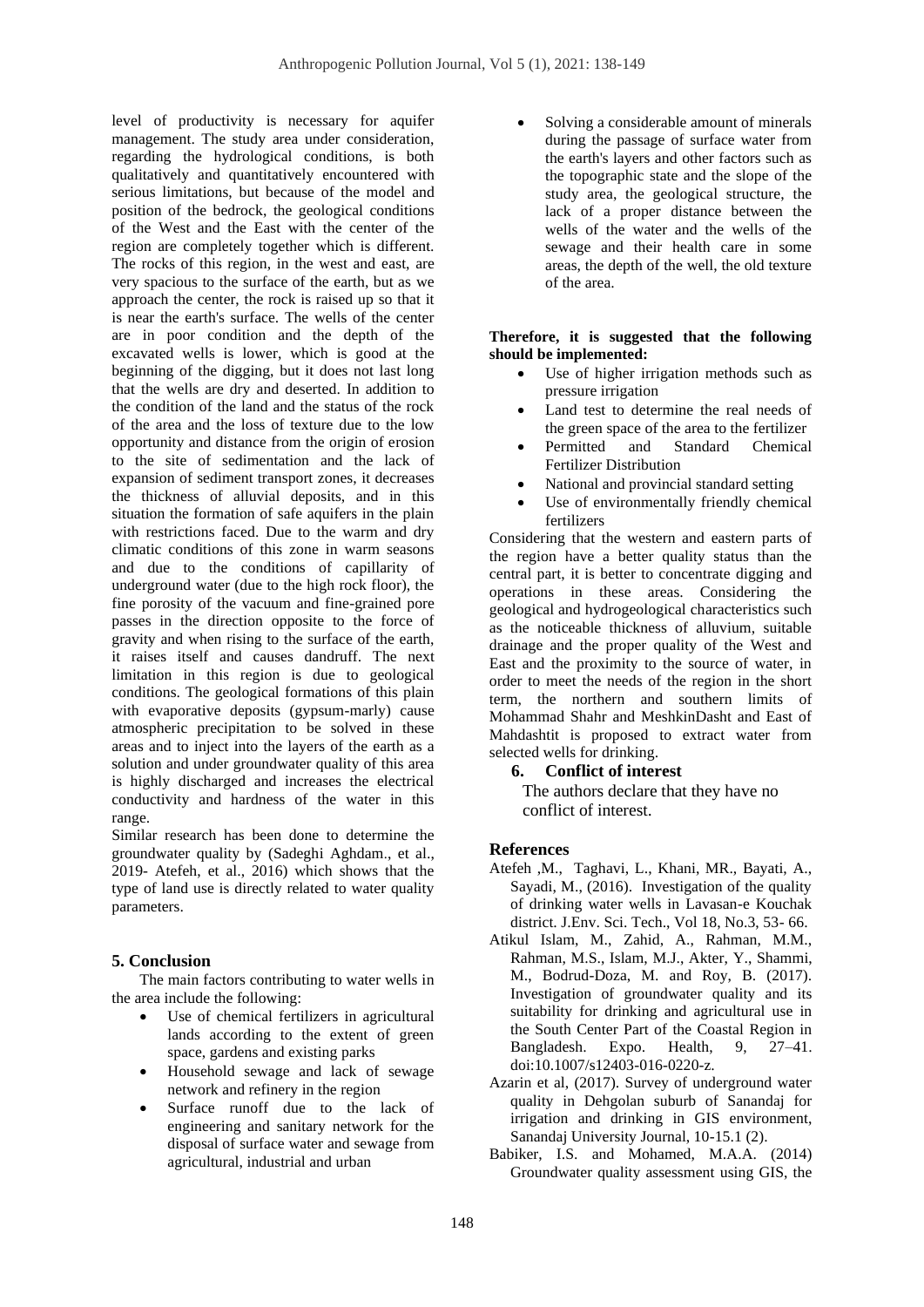level of productivity is necessary for aquifer management. The study area under consideration, regarding the hydrological conditions, is both qualitatively and quantitatively encountered with serious limitations, but because of the model and position of the bedrock, the geological conditions of the West and the East with the center of the region are completely together which is different. The rocks of this region, in the west and east, are very spacious to the surface of the earth, but as we approach the center, the rock is raised up so that it is near the earth's surface. The wells of the center are in poor condition and the depth of the excavated wells is lower, which is good at the beginning of the digging, but it does not last long that the wells are dry and deserted. In addition to the condition of the land and the status of the rock of the area and the loss of texture due to the low opportunity and distance from the origin of erosion to the site of sedimentation and the lack of expansion of sediment transport zones, it decreases the thickness of alluvial deposits, and in this situation the formation of safe aquifers in the plain with restrictions faced. Due to the warm and dry climatic conditions of this zone in warm seasons and due to the conditions of capillarity of underground water (due to the high rock floor), the fine porosity of the vacuum and fine-grained pore passes in the direction opposite to the force of gravity and when rising to the surface of the earth, it raises itself and causes dandruff. The next limitation in this region is due to geological conditions. The geological formations of this plain with evaporative deposits (gypsum-marly) cause atmospheric precipitation to be solved in these areas and to inject into the layers of the earth as a solution and under groundwater quality of this area is highly discharged and increases the electrical conductivity and hardness of the water in this range.

Similar research has been done to determine the groundwater quality by (Sadeghi Aghdam., et al., 2019- Atefeh, et al., 2016) which shows that the type of land use is directly related to water quality parameters.

## 5. Conclusion

The main factors contributing to water wells in the area include the following:

- Use of chemical fertilizers in agricultural lands according to the extent of green space, gardens and existing parks
- Household sewage and lack of sewage network and refinery in the region
- Surface runoff due to the lack of engineering and sanitary network for the disposal of surface water and sewage from agricultural, industrial and urban
- Solving a considerable amount of minerals during the passage of surface water from the earth's layers and other factors such as the topographic state and the slope of the study area, the geological structure, the lack of a proper distance between the wells of the water and the wells of the sewage and their health care in some areas, the depth of the well, the old texture of the area.

**Therefore, it is suggested that the following should be implemented:**

- Use of higher irrigation methods such as pressure irrigation
- Land test to determine the real needs of the green space of the area to the fertilizer
- Permitted and Standard Chemical Fertilizer Distribution
- National and provincial standard setting
- Use of environmentally friendly chemical fertilizers

Considering that the western and eastern parts of the region have a better quality status than the central part, it is better to concentrate digging and operations in these areas. Considering the geological and hydrogeological characteristics such as the noticeable thickness of alluvium, suitable drainage and the proper quality of the West and East and the proximity to the source of water, in order to meet the needs of the region in the short term, the northern and southern limits of Mohammad Shahr and MeshkinDasht and East of Mahdashtit is proposed to extract water from selected wells for drinking.

## 6. Conflict of interest

The authors declare that they have no conflict of interest.

## References

Atefeh ,M., Taghavi, L., Khani, MR., Bayati, A., Sayadi, M., (2016). Investigation of the quality of drinking water wells in Lavasan-e Kouchak district. J.Env. Sci. Tech., Vol 18, No.3, 53- 66.

Atikul Islam, M., Zahid, A., Rahman, M.M., Rahman, M.S., Islam, M.J., Akter, Y., Shammi, M., Bodrud-Doza, M. and Roy, B. (2017). Investigation of groundwater quality and its suitability for drinking and agricultural use in the South Center Part of the Coastal Region in Bangladesh. Expo. Health, 9, 27–41. doi:10.1007/s12403-016-0220-z.

Azarin et al, (2017). Survey of underground water quality in Dehgolan suburb of Sanandaj for irrigation and drinking in GIS environment, Sanandaj University Journal, 10-15.1 (2).

Babiker, I.S. and Mohamed, M.A.A. (2014) Groundwater quality assessment using GIS, the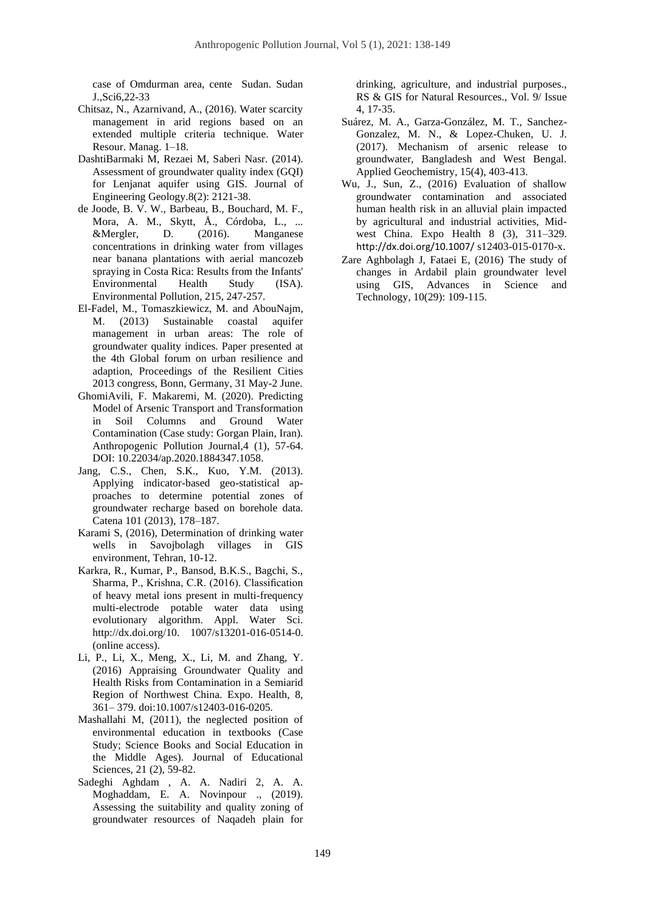case of Omdurman area, cente Sudan. Sudan J.,Sci6,22-33

Chitsaz, N., Azarnivand, A., (2016). Water scarcity management in arid regions based on an extended multiple criteria technique. Water Resour. Manag. 1–18.

DashtiBarmaki M, Rezaei M, Saberi Nasr. (2014). Assessment of groundwater quality index (GQI) for Lenjanat aquifer using GIS. Journal of Engineering Geology.8(2): 2121-38.

de Joode, B. V. W., Barbeau, B., Bouchard, M. F., Mora, A. M., Skytt, Å., Córdoba, L., ... &Mergler, D. (2016). Manganese concentrations in drinking water from villages near banana plantations with aerial mancozeb spraying in Costa Rica: Results from the Infants' Environmental Health Study (ISA). Environmental Pollution, 215, 247-257.

El-Fadel, M., Tomaszkiewicz, M. and AbouNajm, M. (2013) Sustainable coastal aquifer management in urban areas: The role of groundwater quality indices. Paper presented at the 4th Global forum on urban resilience and adaption, Proceedings of the Resilient Cities 2013 congress, Bonn, Germany, 31 May-2 June.

GhomiAvili, F. Makaremi, M. (2020). Predicting Model of Arsenic Transport and Transformation in Soil Columns and Ground Water Contamination (Case study: Gorgan Plain, Iran). Anthropogenic Pollution Journal,4 (1), 57-64. DOI: 10.22034/ap.2020.1884347.1058.

Jang, C.S., Chen, S.K., Kuo, Y.M. (2013). Applying indicator-based geo-statistical ap-proaches to determine potential zones of groundwater recharge based on borehole data. Catena 101 (2013), 178–187.

Karami S, (2016), Determination of drinking water wells in Savojbolagh villages in GIS environment, Tehran, 10-12.

Karkra, R., Kumar, P., Bansod, B.K.S., Bagchi, S., Sharma, P., Krishna, C.R. (2016). Classification of heavy metal ions present in multi-frequency multi-electrode potable water data using evolutionary algorithm. Appl. Water Sci. http://dx.doi.org/10. 1007/s13201-016-0514-0. (online access).

Li, P., Li, X., Meng, X., Li, M. and Zhang, Y. (2016) Appraising Groundwater Quality and Health Risks from Contamination in a Semiarid Region of Northwest China. Expo. Health, 8, 361– 379. doi:10.1007/s12403-016-0205.

Mashallahi M, (2011), the neglected position of environmental education in textbooks (Case Study; Science Books and Social Education in the Middle Ages). Journal of Educational Sciences, 21 (2), 59-82.

Sadeghi Aghdam , A. A. Nadiri 2, A. A. Moghaddam, E. A. Novinpour ., (2019). Assessing the suitability and quality zoning of groundwater resources of Naqadeh plain for drinking, agriculture, and industrial purposes., RS & GIS for Natural Resources., Vol. 9/ Issue 4, 17-35.

Suárez, M. A., Garza-González, M. T., Sanchez-Gonzalez, M. N., & Lopez-Chuken, U. J. (2017). Mechanism of arsenic release to groundwater, Bangladesh and West Bengal. Applied Geochemistry, 15(4), 403-413.

Wu, J., Sun, Z., (2016) Evaluation of shallow groundwater contamination and associated human health risk in an alluvial plain impacted by agricultural and industrial activities, Mid-west China. Expo Health 8 (3), 311–329. http://dx.doi.org/10.1007/ s12403-015-0170-x.

Zare Aghbolagh J, Fataei E, (2016) The study of changes in Ardabil plain groundwater level using GIS, Advances in Science and Technology, 10(29): 109-115.